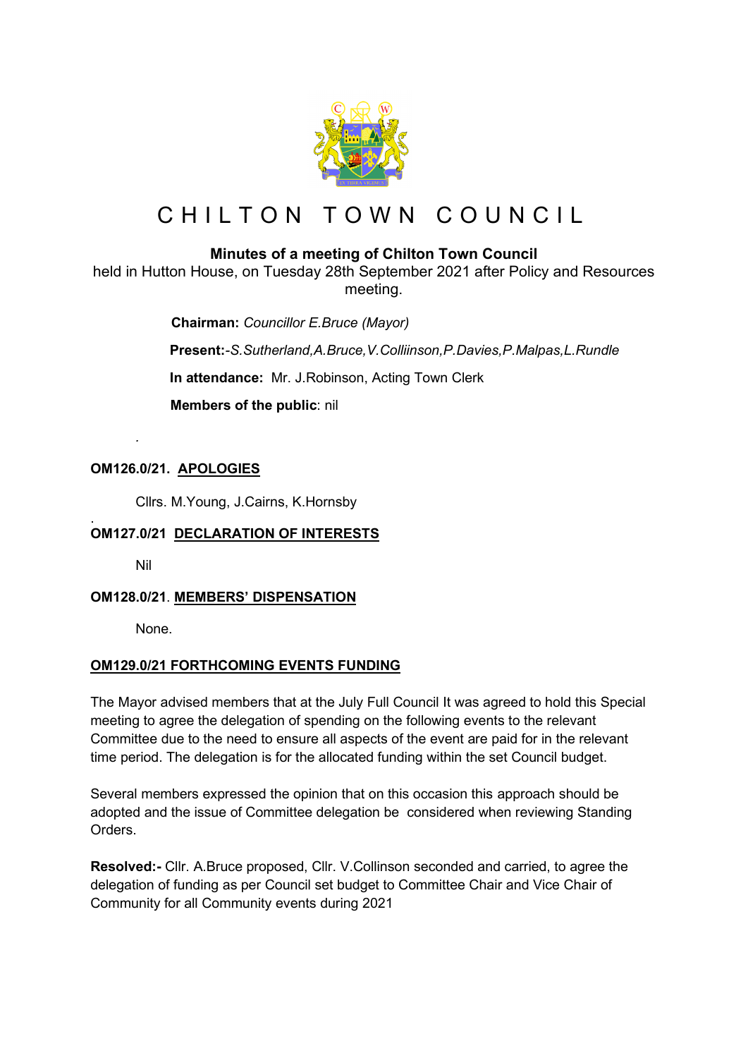# C H I L T O N   T O W N   C O U N C I L

**Minutes of a meeting of Chilton Town Council**
held in Hutton House, on Tuesday 28th September 2021 after Policy and Resources meeting.

**Chairman:** *Councillor E.Bruce (Mayor)*

**Present:**-*S.Sutherland,A.Bruce,V.Colliinson,P.Davies,P.Malpas,L.Rundle*

**In attendance:** Mr. J.Robinson, Acting Town Clerk

**Members of the public**: nil

.

**OM126.0/21. APOLOGIES**

Cllrs. M.Young, J.Cairns, K.Hornsby

.

**OM127.0/21 DECLARATION OF INTERESTS**

Nil

**OM128.0/21. MEMBERS' DISPENSATION**

None.

**OM129.0/21 FORTHCOMING EVENTS FUNDING**

The Mayor advised members that at the July Full Council It was agreed to hold this Special meeting to agree the delegation of spending on the following events to the relevant Committee due to the need to ensure all aspects of the event are paid for in the relevant time period. The delegation is for the allocated funding within the set Council budget.

Several members expressed the opinion that on this occasion this approach should be adopted and the issue of Committee delegation be considered when reviewing Standing Orders.

**Resolved:-** Cllr. A.Bruce proposed, Cllr. V.Collinson seconded and carried, to agree the delegation of funding as per Council set budget to Committee Chair and Vice Chair of Community for all Community events during 2021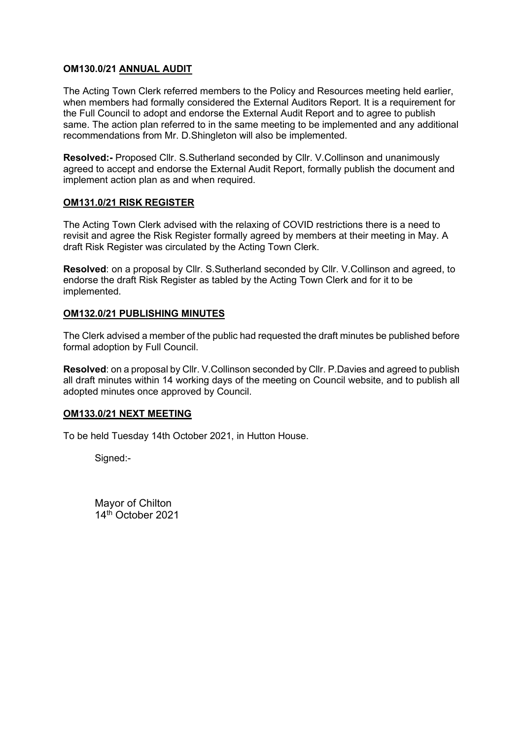**OM130.0/21 <u>ANNUAL AUDIT</u>**

The Acting Town Clerk referred members to the Policy and Resources meeting held earlier, when members had formally considered the External Auditors Report. It is a requirement for the Full Council to adopt and endorse the External Audit Report and to agree to publish same. The action plan referred to in the same meeting to be implemented and any additional recommendations from Mr. D.Shingleton will also be implemented.

**Resolved:-** Proposed Cllr. S.Sutherland seconded by Cllr. V.Collinson and unanimously agreed to accept and endorse the External Audit Report, formally publish the document and implement action plan as and when required.

**<u>OM131.0/21 RISK REGISTER</u>**

The Acting Town Clerk advised with the relaxing of COVID restrictions there is a need to revisit and agree the Risk Register formally agreed by members at their meeting in May. A draft Risk Register was circulated by the Acting Town Clerk.

**Resolved**: on a proposal by Cllr. S.Sutherland seconded by Cllr. V.Collinson and agreed, to endorse the draft Risk Register as tabled by the Acting Town Clerk and for it to be implemented.

**<u>OM132.0/21 PUBLISHING MINUTES</u>**

The Clerk advised a member of the public had requested the draft minutes be published before formal adoption by Full Council.

**Resolved**: on a proposal by Cllr. V.Collinson seconded by Cllr. P.Davies and agreed to publish all draft minutes within 14 working days of the meeting on Council website, and to publish all adopted minutes once approved by Council.

**<u>OM133.0/21 NEXT MEETING</u>**

To be held Tuesday 14th October 2021, in Hutton House.

Signed:-

Mayor of Chilton
14th October 2021